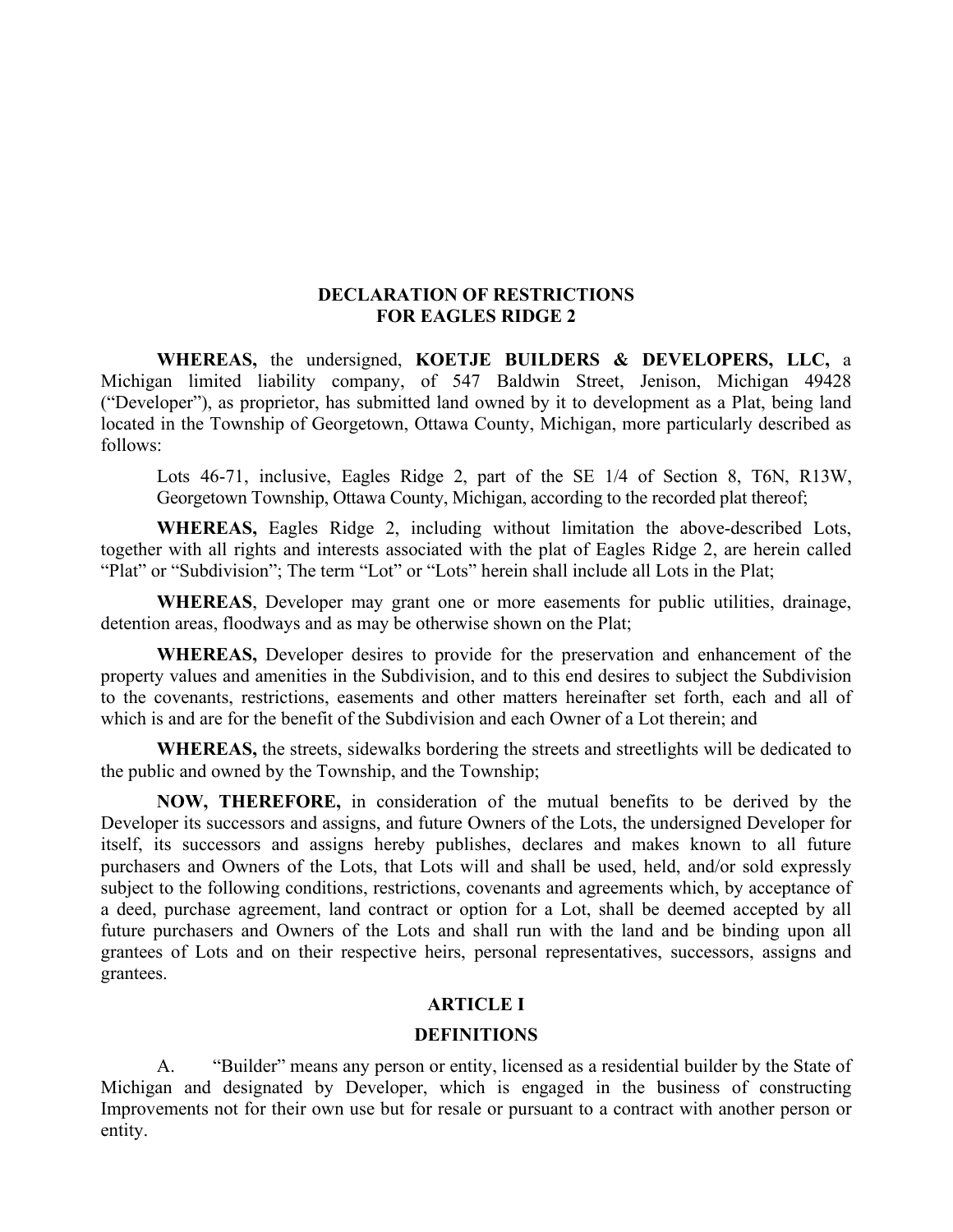# DECLARATION OF RESTRICTIONS FOR EAGLES RIDGE 2

**WHEREAS,** the undersigned, **KOETJE BUILDERS & DEVELOPERS, LLC,** a Michigan limited liability company, of 547 Baldwin Street, Jenison, Michigan 49428 ("Developer"), as proprietor, has submitted land owned by it to development as a Plat, being land located in the Township of Georgetown, Ottawa County, Michigan, more particularly described as follows:

> Lots 46-71, inclusive, Eagles Ridge 2, part of the SE 1/4 of Section 8, T6N, R13W, Georgetown Township, Ottawa County, Michigan, according to the recorded plat thereof;

**WHEREAS,** Eagles Ridge 2, including without limitation the above-described Lots, together with all rights and interests associated with the plat of Eagles Ridge 2, are herein called "Plat" or "Subdivision"; The term "Lot" or "Lots" herein shall include all Lots in the Plat;

**WHEREAS**, Developer may grant one or more easements for public utilities, drainage, detention areas, floodways and as may be otherwise shown on the Plat;

**WHEREAS,** Developer desires to provide for the preservation and enhancement of the property values and amenities in the Subdivision, and to this end desires to subject the Subdivision to the covenants, restrictions, easements and other matters hereinafter set forth, each and all of which is and are for the benefit of the Subdivision and each Owner of a Lot therein; and

**WHEREAS,** the streets, sidewalks bordering the streets and streetlights will be dedicated to the public and owned by the Township, and the Township;

**NOW, THEREFORE,** in consideration of the mutual benefits to be derived by the Developer its successors and assigns, and future Owners of the Lots, the undersigned Developer for itself, its successors and assigns hereby publishes, declares and makes known to all future purchasers and Owners of the Lots, that Lots will and shall be used, held, and/or sold expressly subject to the following conditions, restrictions, covenants and agreements which, by acceptance of a deed, purchase agreement, land contract or option for a Lot, shall be deemed accepted by all future purchasers and Owners of the Lots and shall run with the land and be binding upon all grantees of Lots and on their respective heirs, personal representatives, successors, assigns and grantees.

## ARTICLE I

## DEFINITIONS

A. "Builder" means any person or entity, licensed as a residential builder by the State of Michigan and designated by Developer, which is engaged in the business of constructing Improvements not for their own use but for resale or pursuant to a contract with another person or entity.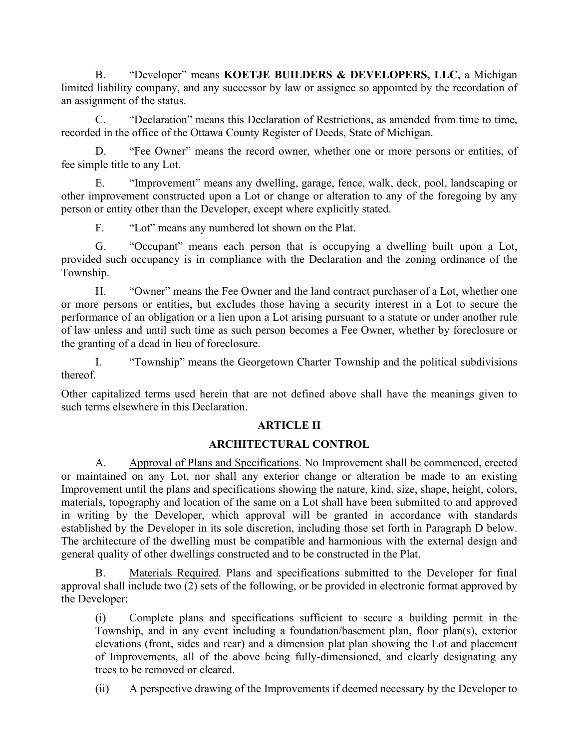B. "Developer" means **KOETJE BUILDERS & DEVELOPERS, LLC,** a Michigan limited liability company, and any successor by law or assignee so appointed by the recordation of an assignment of the status.

C. "Declaration" means this Declaration of Restrictions, as amended from time to time, recorded in the office of the Ottawa County Register of Deeds, State of Michigan.

D. "Fee Owner" means the record owner, whether one or more persons or entities, of fee simple title to any Lot.

E. "Improvement" means any dwelling, garage, fence, walk, deck, pool, landscaping or other improvement constructed upon a Lot or change or alteration to any of the foregoing by any person or entity other than the Developer, except where explicitly stated.

F. "Lot" means any numbered lot shown on the Plat.

G. "Occupant" means each person that is occupying a dwelling built upon a Lot, provided such occupancy is in compliance with the Declaration and the zoning ordinance of the Township.

H. "Owner" means the Fee Owner and the land contract purchaser of a Lot, whether one or more persons or entities, but excludes those having a security interest in a Lot to secure the performance of an obligation or a lien upon a Lot arising pursuant to a statute or under another rule of law unless and until such time as such person becomes a Fee Owner, whether by foreclosure or the granting of a dead in lieu of foreclosure.

I. "Township" means the Georgetown Charter Township and the political subdivisions thereof.

Other capitalized terms used herein that are not defined above shall have the meanings given to such terms elsewhere in this Declaration.

## ARTICLE II

## ARCHITECTURAL CONTROL

A. Approval of Plans and Specifications. No Improvement shall be commenced, erected or maintained on any Lot, nor shall any exterior change or alteration be made to an existing Improvement until the plans and specifications showing the nature, kind, size, shape, height, colors, materials, topography and location of the same on a Lot shall have been submitted to and approved in writing by the Developer, which approval will be granted in accordance with standards established by the Developer in its sole discretion, including those set forth in Paragraph D below. The architecture of the dwelling must be compatible and harmonious with the external design and general quality of other dwellings constructed and to be constructed in the Plat.

B. Materials Required. Plans and specifications submitted to the Developer for final approval shall include two (2) sets of the following, or be provided in electronic format approved by the Developer:

(i) Complete plans and specifications sufficient to secure a building permit in the Township, and in any event including a foundation/basement plan, floor plan(s), exterior elevations (front, sides and rear) and a dimension plat plan showing the Lot and placement of Improvements, all of the above being fully-dimensioned, and clearly designating any trees to be removed or cleared.

(ii) A perspective drawing of the Improvements if deemed necessary by the Developer to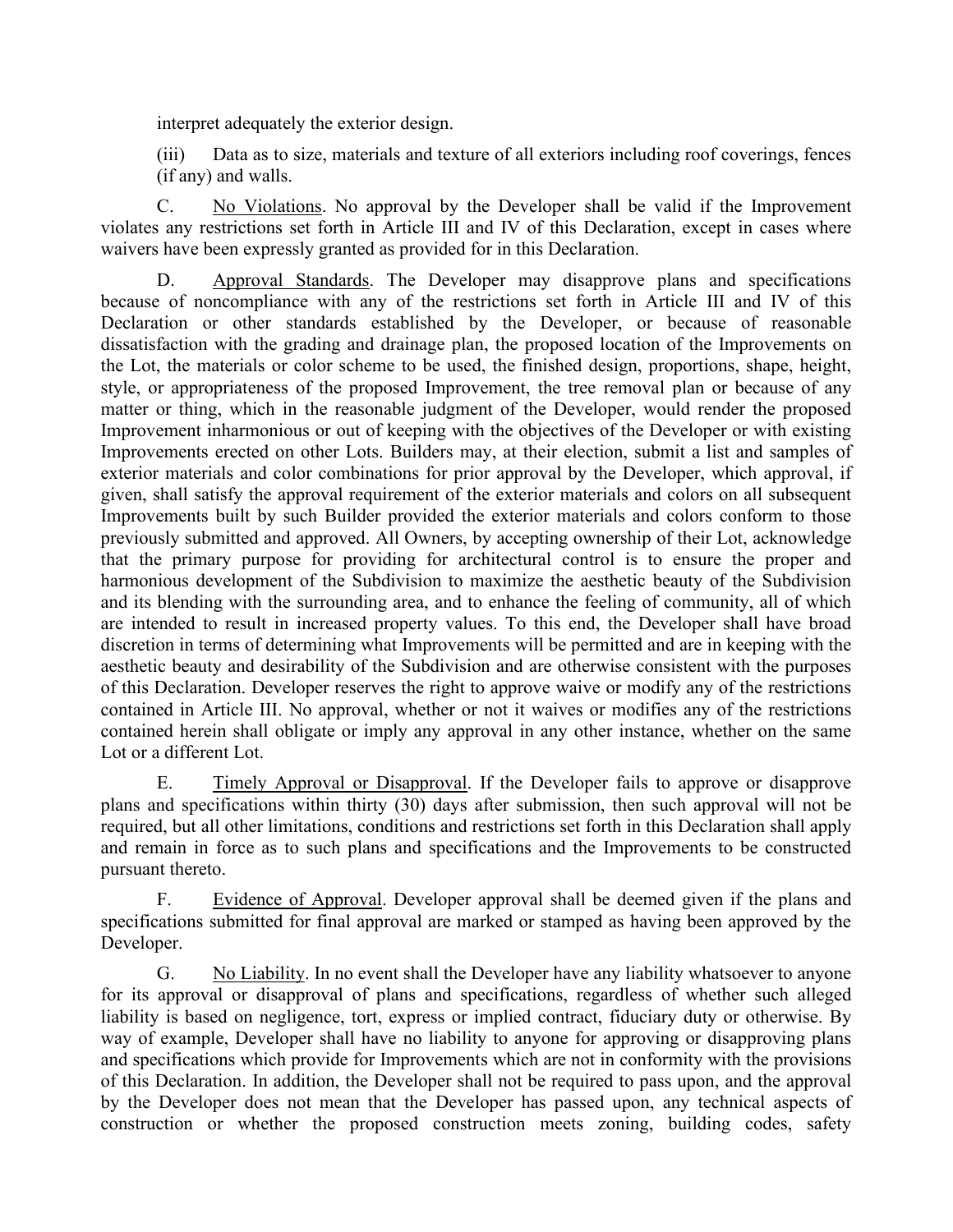interpret adequately the exterior design.

(iii) Data as to size, materials and texture of all exteriors including roof coverings, fences (if any) and walls.

C. No Violations. No approval by the Developer shall be valid if the Improvement violates any restrictions set forth in Article III and IV of this Declaration, except in cases where waivers have been expressly granted as provided for in this Declaration.

D. Approval Standards. The Developer may disapprove plans and specifications because of noncompliance with any of the restrictions set forth in Article III and IV of this Declaration or other standards established by the Developer, or because of reasonable dissatisfaction with the grading and drainage plan, the proposed location of the Improvements on the Lot, the materials or color scheme to be used, the finished design, proportions, shape, height, style, or appropriateness of the proposed Improvement, the tree removal plan or because of any matter or thing, which in the reasonable judgment of the Developer, would render the proposed Improvement inharmonious or out of keeping with the objectives of the Developer or with existing Improvements erected on other Lots. Builders may, at their election, submit a list and samples of exterior materials and color combinations for prior approval by the Developer, which approval, if given, shall satisfy the approval requirement of the exterior materials and colors on all subsequent Improvements built by such Builder provided the exterior materials and colors conform to those previously submitted and approved. All Owners, by accepting ownership of their Lot, acknowledge that the primary purpose for providing for architectural control is to ensure the proper and harmonious development of the Subdivision to maximize the aesthetic beauty of the Subdivision and its blending with the surrounding area, and to enhance the feeling of community, all of which are intended to result in increased property values. To this end, the Developer shall have broad discretion in terms of determining what Improvements will be permitted and are in keeping with the aesthetic beauty and desirability of the Subdivision and are otherwise consistent with the purposes of this Declaration. Developer reserves the right to approve waive or modify any of the restrictions contained in Article III. No approval, whether or not it waives or modifies any of the restrictions contained herein shall obligate or imply any approval in any other instance, whether on the same Lot or a different Lot.

E. Timely Approval or Disapproval. If the Developer fails to approve or disapprove plans and specifications within thirty (30) days after submission, then such approval will not be required, but all other limitations, conditions and restrictions set forth in this Declaration shall apply and remain in force as to such plans and specifications and the Improvements to be constructed pursuant thereto.

F. Evidence of Approval. Developer approval shall be deemed given if the plans and specifications submitted for final approval are marked or stamped as having been approved by the Developer.

G. No Liability. In no event shall the Developer have any liability whatsoever to anyone for its approval or disapproval of plans and specifications, regardless of whether such alleged liability is based on negligence, tort, express or implied contract, fiduciary duty or otherwise. By way of example, Developer shall have no liability to anyone for approving or disapproving plans and specifications which provide for Improvements which are not in conformity with the provisions of this Declaration. In addition, the Developer shall not be required to pass upon, and the approval by the Developer does not mean that the Developer has passed upon, any technical aspects of construction or whether the proposed construction meets zoning, building codes, safety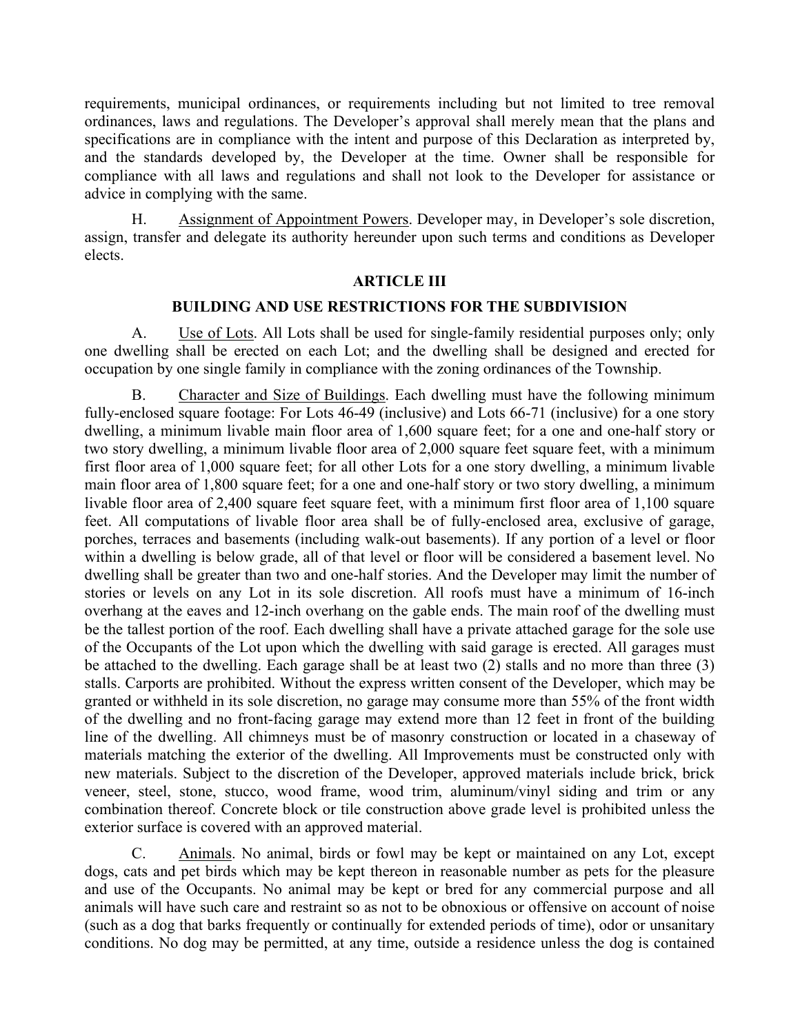requirements, municipal ordinances, or requirements including but not limited to tree removal ordinances, laws and regulations. The Developer's approval shall merely mean that the plans and specifications are in compliance with the intent and purpose of this Declaration as interpreted by, and the standards developed by, the Developer at the time. Owner shall be responsible for compliance with all laws and regulations and shall not look to the Developer for assistance or advice in complying with the same.

H. Assignment of Appointment Powers. Developer may, in Developer's sole discretion, assign, transfer and delegate its authority hereunder upon such terms and conditions as Developer elects.

## ARTICLE III

## BUILDING AND USE RESTRICTIONS FOR THE SUBDIVISION

A. Use of Lots. All Lots shall be used for single-family residential purposes only; only one dwelling shall be erected on each Lot; and the dwelling shall be designed and erected for occupation by one single family in compliance with the zoning ordinances of the Township.

B. Character and Size of Buildings. Each dwelling must have the following minimum fully-enclosed square footage: For Lots 46-49 (inclusive) and Lots 66-71 (inclusive) for a one story dwelling, a minimum livable main floor area of 1,600 square feet; for a one and one-half story or two story dwelling, a minimum livable floor area of 2,000 square feet square feet, with a minimum first floor area of 1,000 square feet; for all other Lots for a one story dwelling, a minimum livable main floor area of 1,800 square feet; for a one and one-half story or two story dwelling, a minimum livable floor area of 2,400 square feet square feet, with a minimum first floor area of 1,100 square feet. All computations of livable floor area shall be of fully-enclosed area, exclusive of garage, porches, terraces and basements (including walk-out basements). If any portion of a level or floor within a dwelling is below grade, all of that level or floor will be considered a basement level. No dwelling shall be greater than two and one-half stories. And the Developer may limit the number of stories or levels on any Lot in its sole discretion. All roofs must have a minimum of 16-inch overhang at the eaves and 12-inch overhang on the gable ends. The main roof of the dwelling must be the tallest portion of the roof. Each dwelling shall have a private attached garage for the sole use of the Occupants of the Lot upon which the dwelling with said garage is erected. All garages must be attached to the dwelling. Each garage shall be at least two (2) stalls and no more than three (3) stalls. Carports are prohibited. Without the express written consent of the Developer, which may be granted or withheld in its sole discretion, no garage may consume more than 55% of the front width of the dwelling and no front-facing garage may extend more than 12 feet in front of the building line of the dwelling. All chimneys must be of masonry construction or located in a chaseway of materials matching the exterior of the dwelling. All Improvements must be constructed only with new materials. Subject to the discretion of the Developer, approved materials include brick, brick veneer, steel, stone, stucco, wood frame, wood trim, aluminum/vinyl siding and trim or any combination thereof. Concrete block or tile construction above grade level is prohibited unless the exterior surface is covered with an approved material.

C. Animals. No animal, birds or fowl may be kept or maintained on any Lot, except dogs, cats and pet birds which may be kept thereon in reasonable number as pets for the pleasure and use of the Occupants. No animal may be kept or bred for any commercial purpose and all animals will have such care and restraint so as not to be obnoxious or offensive on account of noise (such as a dog that barks frequently or continually for extended periods of time), odor or unsanitary conditions. No dog may be permitted, at any time, outside a residence unless the dog is contained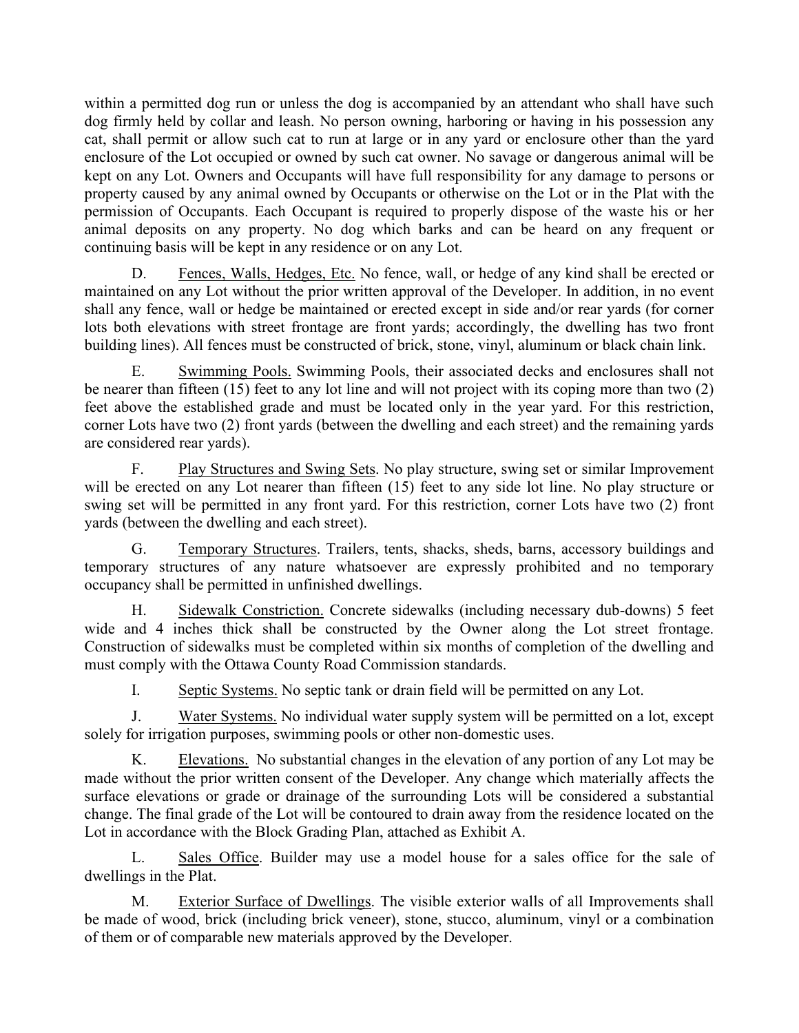within a permitted dog run or unless the dog is accompanied by an attendant who shall have such dog firmly held by collar and leash. No person owning, harboring or having in his possession any cat, shall permit or allow such cat to run at large or in any yard or enclosure other than the yard enclosure of the Lot occupied or owned by such cat owner. No savage or dangerous animal will be kept on any Lot. Owners and Occupants will have full responsibility for any damage to persons or property caused by any animal owned by Occupants or otherwise on the Lot or in the Plat with the permission of Occupants. Each Occupant is required to properly dispose of the waste his or her animal deposits on any property. No dog which barks and can be heard on any frequent or continuing basis will be kept in any residence or on any Lot.

D. Fences, Walls, Hedges, Etc. No fence, wall, or hedge of any kind shall be erected or maintained on any Lot without the prior written approval of the Developer. In addition, in no event shall any fence, wall or hedge be maintained or erected except in side and/or rear yards (for corner lots both elevations with street frontage are front yards; accordingly, the dwelling has two front building lines). All fences must be constructed of brick, stone, vinyl, aluminum or black chain link.

E. Swimming Pools. Swimming Pools, their associated decks and enclosures shall not be nearer than fifteen (15) feet to any lot line and will not project with its coping more than two (2) feet above the established grade and must be located only in the year yard. For this restriction, corner Lots have two (2) front yards (between the dwelling and each street) and the remaining yards are considered rear yards).

F. Play Structures and Swing Sets. No play structure, swing set or similar Improvement will be erected on any Lot nearer than fifteen (15) feet to any side lot line. No play structure or swing set will be permitted in any front yard. For this restriction, corner Lots have two (2) front yards (between the dwelling and each street).

G. Temporary Structures. Trailers, tents, shacks, sheds, barns, accessory buildings and temporary structures of any nature whatsoever are expressly prohibited and no temporary occupancy shall be permitted in unfinished dwellings.

H. Sidewalk Constriction. Concrete sidewalks (including necessary dub-downs) 5 feet wide and 4 inches thick shall be constructed by the Owner along the Lot street frontage. Construction of sidewalks must be completed within six months of completion of the dwelling and must comply with the Ottawa County Road Commission standards.

I. Septic Systems. No septic tank or drain field will be permitted on any Lot.

J. Water Systems. No individual water supply system will be permitted on a lot, except solely for irrigation purposes, swimming pools or other non-domestic uses.

K. Elevations. No substantial changes in the elevation of any portion of any Lot may be made without the prior written consent of the Developer. Any change which materially affects the surface elevations or grade or drainage of the surrounding Lots will be considered a substantial change. The final grade of the Lot will be contoured to drain away from the residence located on the Lot in accordance with the Block Grading Plan, attached as Exhibit A.

L. Sales Office. Builder may use a model house for a sales office for the sale of dwellings in the Plat.

M. Exterior Surface of Dwellings. The visible exterior walls of all Improvements shall be made of wood, brick (including brick veneer), stone, stucco, aluminum, vinyl or a combination of them or of comparable new materials approved by the Developer.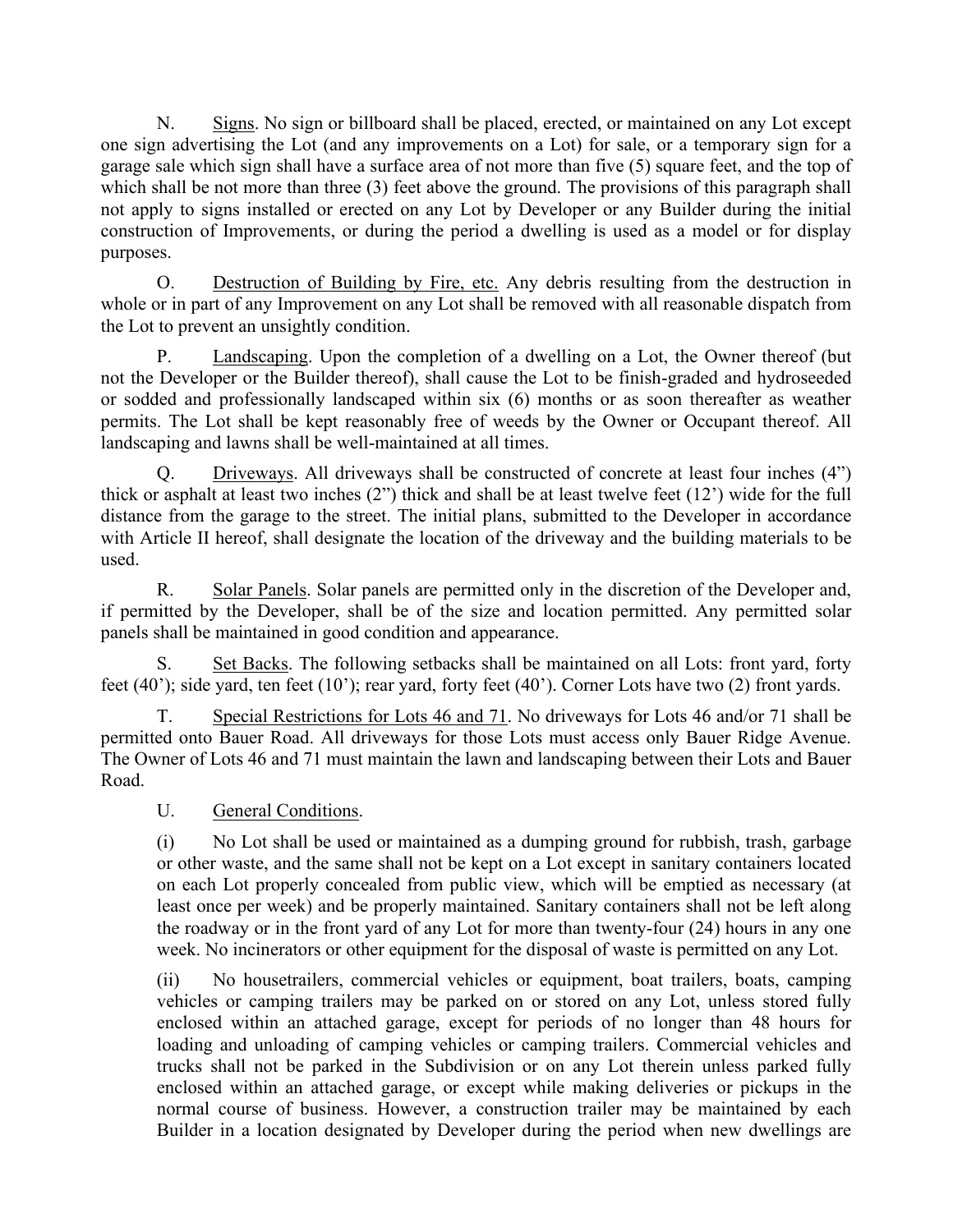N. <u>Signs</u>. No sign or billboard shall be placed, erected, or maintained on any Lot except one sign advertising the Lot (and any improvements on a Lot) for sale, or a temporary sign for a garage sale which sign shall have a surface area of not more than five (5) square feet, and the top of which shall be not more than three (3) feet above the ground. The provisions of this paragraph shall not apply to signs installed or erected on any Lot by Developer or any Builder during the initial construction of Improvements, or during the period a dwelling is used as a model or for display purposes.

O. <u>Destruction of Building by Fire, etc.</u> Any debris resulting from the destruction in whole or in part of any Improvement on any Lot shall be removed with all reasonable dispatch from the Lot to prevent an unsightly condition.

P. <u>Landscaping</u>. Upon the completion of a dwelling on a Lot, the Owner thereof (but not the Developer or the Builder thereof), shall cause the Lot to be finish-graded and hydroseeded or sodded and professionally landscaped within six (6) months or as soon thereafter as weather permits. The Lot shall be kept reasonably free of weeds by the Owner or Occupant thereof. All landscaping and lawns shall be well-maintained at all times.

Q. <u>Driveways</u>. All driveways shall be constructed of concrete at least four inches (4") thick or asphalt at least two inches (2") thick and shall be at least twelve feet (12') wide for the full distance from the garage to the street. The initial plans, submitted to the Developer in accordance with Article II hereof, shall designate the location of the driveway and the building materials to be used.

R. <u>Solar Panels</u>. Solar panels are permitted only in the discretion of the Developer and, if permitted by the Developer, shall be of the size and location permitted. Any permitted solar panels shall be maintained in good condition and appearance.

S. <u>Set Backs</u>. The following setbacks shall be maintained on all Lots: front yard, forty feet (40'); side yard, ten feet (10'); rear yard, forty feet (40'). Corner Lots have two (2) front yards.

T. <u>Special Restrictions for Lots 46 and 71</u>. No driveways for Lots 46 and/or 71 shall be permitted onto Bauer Road. All driveways for those Lots must access only Bauer Ridge Avenue. The Owner of Lots 46 and 71 must maintain the lawn and landscaping between their Lots and Bauer Road.

U. <u>General Conditions</u>.

(i) No Lot shall be used or maintained as a dumping ground for rubbish, trash, garbage or other waste, and the same shall not be kept on a Lot except in sanitary containers located on each Lot properly concealed from public view, which will be emptied as necessary (at least once per week) and be properly maintained. Sanitary containers shall not be left along the roadway or in the front yard of any Lot for more than twenty-four (24) hours in any one week. No incinerators or other equipment for the disposal of waste is permitted on any Lot.

(ii) No housetrailers, commercial vehicles or equipment, boat trailers, boats, camping vehicles or camping trailers may be parked on or stored on any Lot, unless stored fully enclosed within an attached garage, except for periods of no longer than 48 hours for loading and unloading of camping vehicles or camping trailers. Commercial vehicles and trucks shall not be parked in the Subdivision or on any Lot therein unless parked fully enclosed within an attached garage, or except while making deliveries or pickups in the normal course of business. However, a construction trailer may be maintained by each Builder in a location designated by Developer during the period when new dwellings are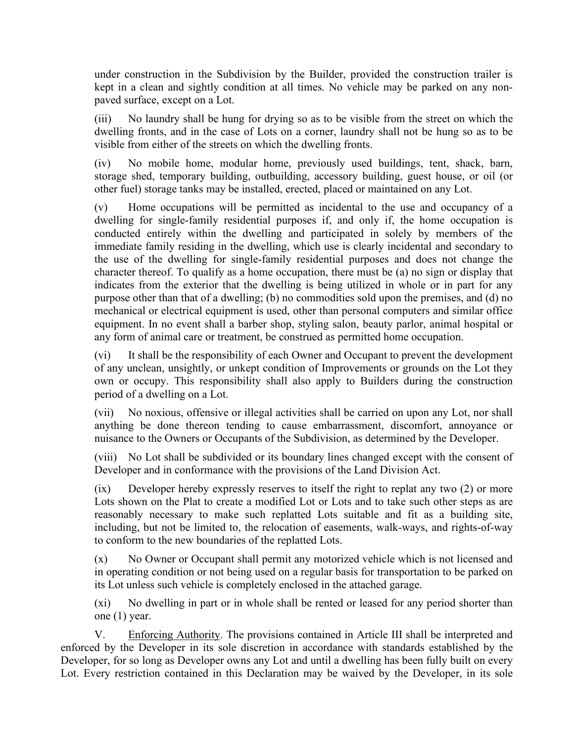under construction in the Subdivision by the Builder, provided the construction trailer is kept in a clean and sightly condition at all times. No vehicle may be parked on any non-paved surface, except on a Lot.

(iii) No laundry shall be hung for drying so as to be visible from the street on which the dwelling fronts, and in the case of Lots on a corner, laundry shall not be hung so as to be visible from either of the streets on which the dwelling fronts.

(iv) No mobile home, modular home, previously used buildings, tent, shack, barn, storage shed, temporary building, outbuilding, accessory building, guest house, or oil (or other fuel) storage tanks may be installed, erected, placed or maintained on any Lot.

(v) Home occupations will be permitted as incidental to the use and occupancy of a dwelling for single-family residential purposes if, and only if, the home occupation is conducted entirely within the dwelling and participated in solely by members of the immediate family residing in the dwelling, which use is clearly incidental and secondary to the use of the dwelling for single-family residential purposes and does not change the character thereof. To qualify as a home occupation, there must be (a) no sign or display that indicates from the exterior that the dwelling is being utilized in whole or in part for any purpose other than that of a dwelling; (b) no commodities sold upon the premises, and (d) no mechanical or electrical equipment is used, other than personal computers and similar office equipment. In no event shall a barber shop, styling salon, beauty parlor, animal hospital or any form of animal care or treatment, be construed as permitted home occupation.

(vi) It shall be the responsibility of each Owner and Occupant to prevent the development of any unclean, unsightly, or unkept condition of Improvements or grounds on the Lot they own or occupy. This responsibility shall also apply to Builders during the construction period of a dwelling on a Lot.

(vii) No noxious, offensive or illegal activities shall be carried on upon any Lot, nor shall anything be done thereon tending to cause embarrassment, discomfort, annoyance or nuisance to the Owners or Occupants of the Subdivision, as determined by the Developer.

(viii) No Lot shall be subdivided or its boundary lines changed except with the consent of Developer and in conformance with the provisions of the Land Division Act.

(ix) Developer hereby expressly reserves to itself the right to replat any two (2) or more Lots shown on the Plat to create a modified Lot or Lots and to take such other steps as are reasonably necessary to make such replatted Lots suitable and fit as a building site, including, but not be limited to, the relocation of easements, walk-ways, and rights-of-way to conform to the new boundaries of the replatted Lots.

(x) No Owner or Occupant shall permit any motorized vehicle which is not licensed and in operating condition or not being used on a regular basis for transportation to be parked on its Lot unless such vehicle is completely enclosed in the attached garage.

(xi) No dwelling in part or in whole shall be rented or leased for any period shorter than one (1) year.

V. Enforcing Authority. The provisions contained in Article III shall be interpreted and enforced by the Developer in its sole discretion in accordance with standards established by the Developer, for so long as Developer owns any Lot and until a dwelling has been fully built on every Lot. Every restriction contained in this Declaration may be waived by the Developer, in its sole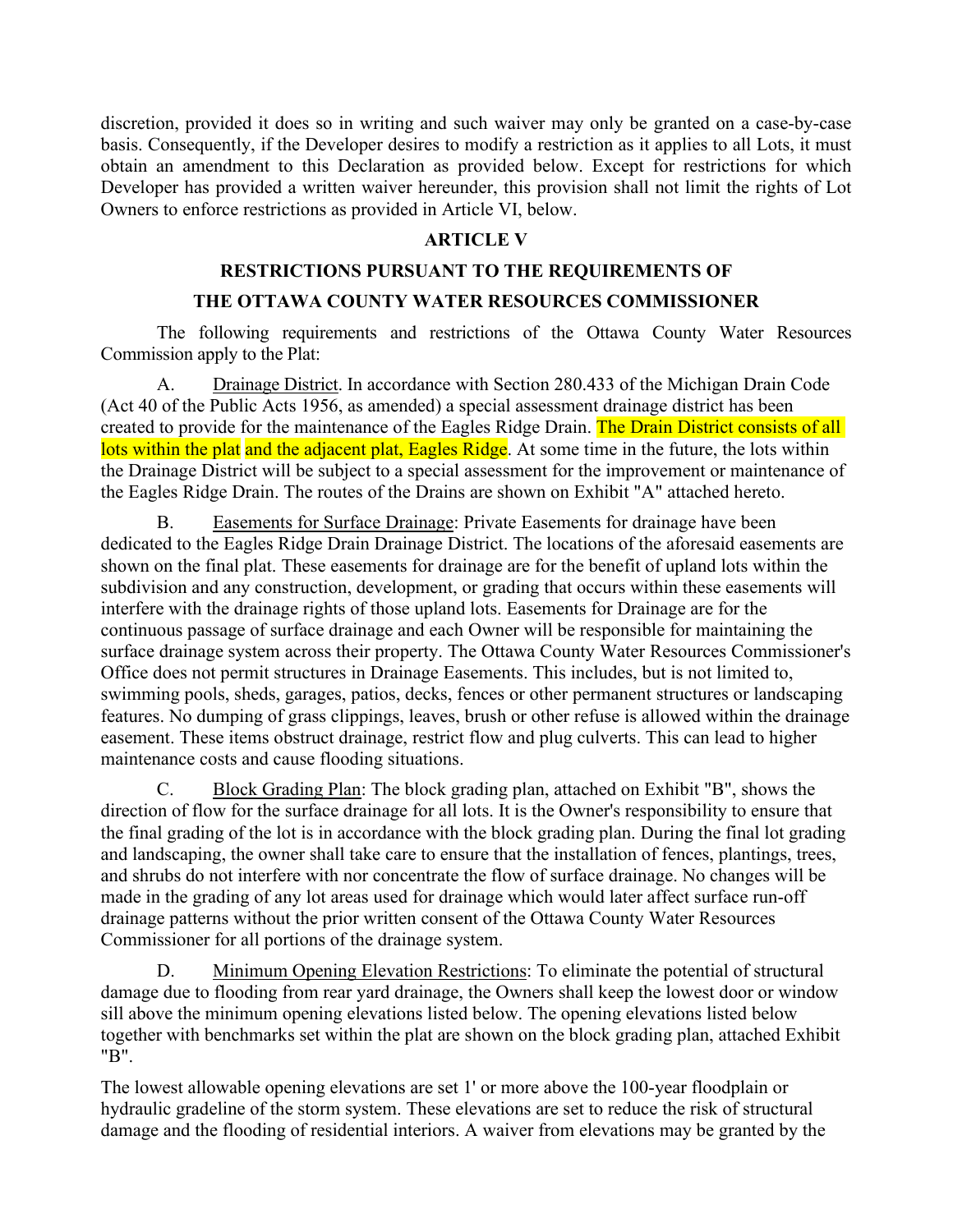discretion, provided it does so in writing and such waiver may only be granted on a case-by-case basis. Consequently, if the Developer desires to modify a restriction as it applies to all Lots, it must obtain an amendment to this Declaration as provided below. Except for restrictions for which Developer has provided a written waiver hereunder, this provision shall not limit the rights of Lot Owners to enforce restrictions as provided in Article VI, below.

## ARTICLE V

## RESTRICTIONS PURSUANT TO THE REQUIREMENTS OF THE OTTAWA COUNTY WATER RESOURCES COMMISSIONER

The following requirements and restrictions of the Ottawa County Water Resources Commission apply to the Plat:

A. Drainage District. In accordance with Section 280.433 of the Michigan Drain Code (Act 40 of the Public Acts 1956, as amended) a special assessment drainage district has been created to provide for the maintenance of the Eagles Ridge Drain. The Drain District consists of all lots within the plat and the adjacent plat, Eagles Ridge. At some time in the future, the lots within the Drainage District will be subject to a special assessment for the improvement or maintenance of the Eagles Ridge Drain. The routes of the Drains are shown on Exhibit "A" attached hereto.

B. Easements for Surface Drainage: Private Easements for drainage have been dedicated to the Eagles Ridge Drain Drainage District. The locations of the aforesaid easements are shown on the final plat. These easements for drainage are for the benefit of upland lots within the subdivision and any construction, development, or grading that occurs within these easements will interfere with the drainage rights of those upland lots. Easements for Drainage are for the continuous passage of surface drainage and each Owner will be responsible for maintaining the surface drainage system across their property. The Ottawa County Water Resources Commissioner's Office does not permit structures in Drainage Easements. This includes, but is not limited to, swimming pools, sheds, garages, patios, decks, fences or other permanent structures or landscaping features. No dumping of grass clippings, leaves, brush or other refuse is allowed within the drainage easement. These items obstruct drainage, restrict flow and plug culverts. This can lead to higher maintenance costs and cause flooding situations.

C. Block Grading Plan: The block grading plan, attached on Exhibit "B", shows the direction of flow for the surface drainage for all lots. It is the Owner's responsibility to ensure that the final grading of the lot is in accordance with the block grading plan. During the final lot grading and landscaping, the owner shall take care to ensure that the installation of fences, plantings, trees, and shrubs do not interfere with nor concentrate the flow of surface drainage. No changes will be made in the grading of any lot areas used for drainage which would later affect surface run-off drainage patterns without the prior written consent of the Ottawa County Water Resources Commissioner for all portions of the drainage system.

D. Minimum Opening Elevation Restrictions: To eliminate the potential of structural damage due to flooding from rear yard drainage, the Owners shall keep the lowest door or window sill above the minimum opening elevations listed below. The opening elevations listed below together with benchmarks set within the plat are shown on the block grading plan, attached Exhibit "B".

The lowest allowable opening elevations are set 1' or more above the 100-year floodplain or hydraulic gradeline of the storm system. These elevations are set to reduce the risk of structural damage and the flooding of residential interiors. A waiver from elevations may be granted by the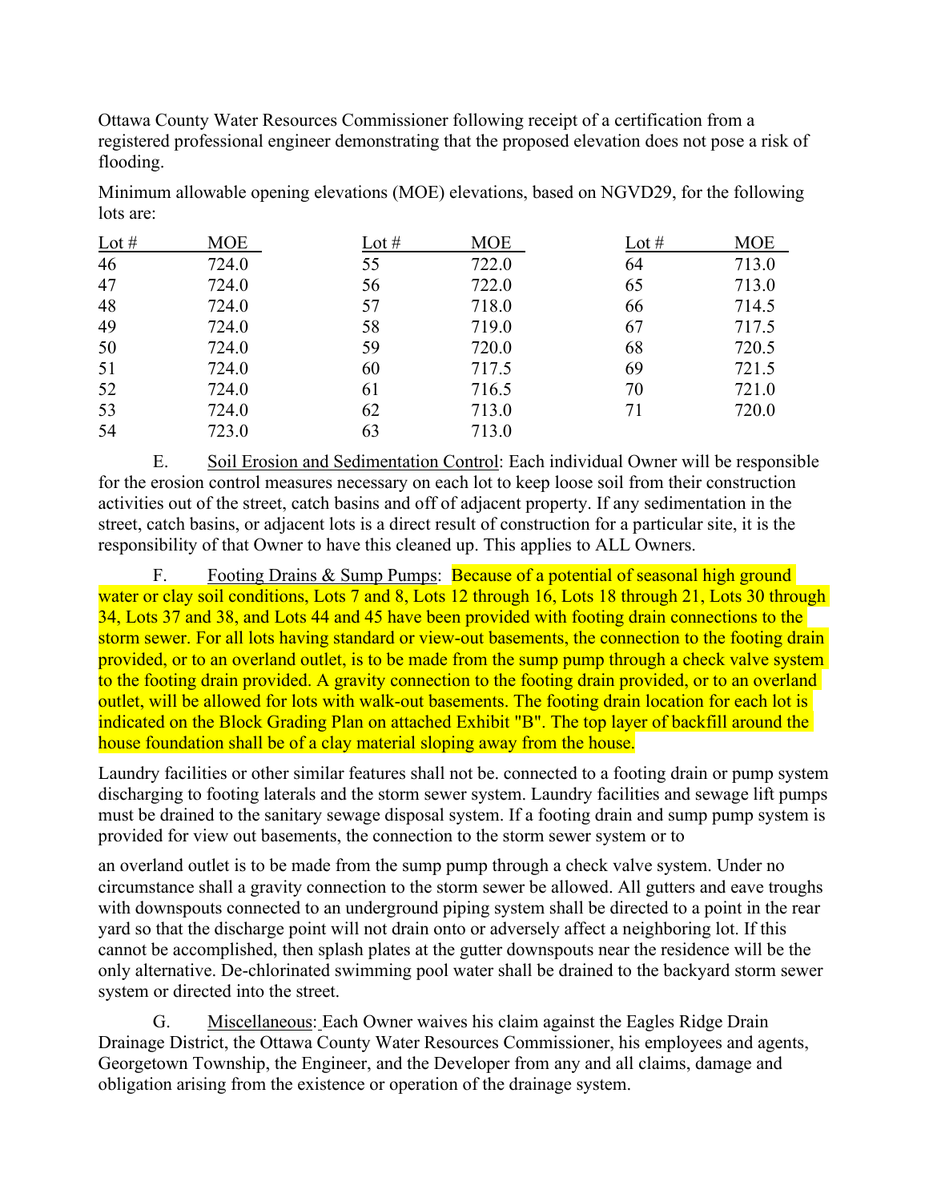Ottawa County Water Resources Commissioner following receipt of a certification from a registered professional engineer demonstrating that the proposed elevation does not pose a risk of flooding.

Minimum allowable opening elevations (MOE) elevations, based on NGVD29, for the following lots are:

| Lot # | MOE | Lot # | MOE | Lot # | MOE |
|---|---|---|---|---|---|
| 46 | 724.0 | 55 | 722.0 | 64 | 713.0 |
| 47 | 724.0 | 56 | 722.0 | 65 | 713.0 |
| 48 | 724.0 | 57 | 718.0 | 66 | 714.5 |
| 49 | 724.0 | 58 | 719.0 | 67 | 717.5 |
| 50 | 724.0 | 59 | 720.0 | 68 | 720.5 |
| 51 | 724.0 | 60 | 717.5 | 69 | 721.5 |
| 52 | 724.0 | 61 | 716.5 | 70 | 721.0 |
| 53 | 724.0 | 62 | 713.0 | 71 | 720.0 |
| 54 | 723.0 | 63 | 713.0 | | |

E. Soil Erosion and Sedimentation Control: Each individual Owner will be responsible for the erosion control measures necessary on each lot to keep loose soil from their construction activities out of the street, catch basins and off of adjacent property. If any sedimentation in the street, catch basins, or adjacent lots is a direct result of construction for a particular site, it is the responsibility of that Owner to have this cleaned up. This applies to ALL Owners.

F. Footing Drains & Sump Pumps: Because of a potential of seasonal high ground water or clay soil conditions, Lots 7 and 8, Lots 12 through 16, Lots 18 through 21, Lots 30 through 34, Lots 37 and 38, and Lots 44 and 45 have been provided with footing drain connections to the storm sewer. For all lots having standard or view-out basements, the connection to the footing drain provided, or to an overland outlet, is to be made from the sump pump through a check valve system to the footing drain provided. A gravity connection to the footing drain provided, or to an overland outlet, will be allowed for lots with walk-out basements. The footing drain location for each lot is indicated on the Block Grading Plan on attached Exhibit "B". The top layer of backfill around the house foundation shall be of a clay material sloping away from the house.

Laundry facilities or other similar features shall not be. connected to a footing drain or pump system discharging to footing laterals and the storm sewer system. Laundry facilities and sewage lift pumps must be drained to the sanitary sewage disposal system. If a footing drain and sump pump system is provided for view out basements, the connection to the storm sewer system or to an overland outlet is to be made from the sump pump through a check valve system. Under no circumstance shall a gravity connection to the storm sewer be allowed. All gutters and eave troughs with downspouts connected to an underground piping system shall be directed to a point in the rear yard so that the discharge point will not drain onto or adversely affect a neighboring lot. If this cannot be accomplished, then splash plates at the gutter downspouts near the residence will be the only alternative. De-chlorinated swimming pool water shall be drained to the backyard storm sewer system or directed into the street.

G. Miscellaneous: Each Owner waives his claim against the Eagles Ridge Drain Drainage District, the Ottawa County Water Resources Commissioner, his employees and agents, Georgetown Township, the Engineer, and the Developer from any and all claims, damage and obligation arising from the existence or operation of the drainage system.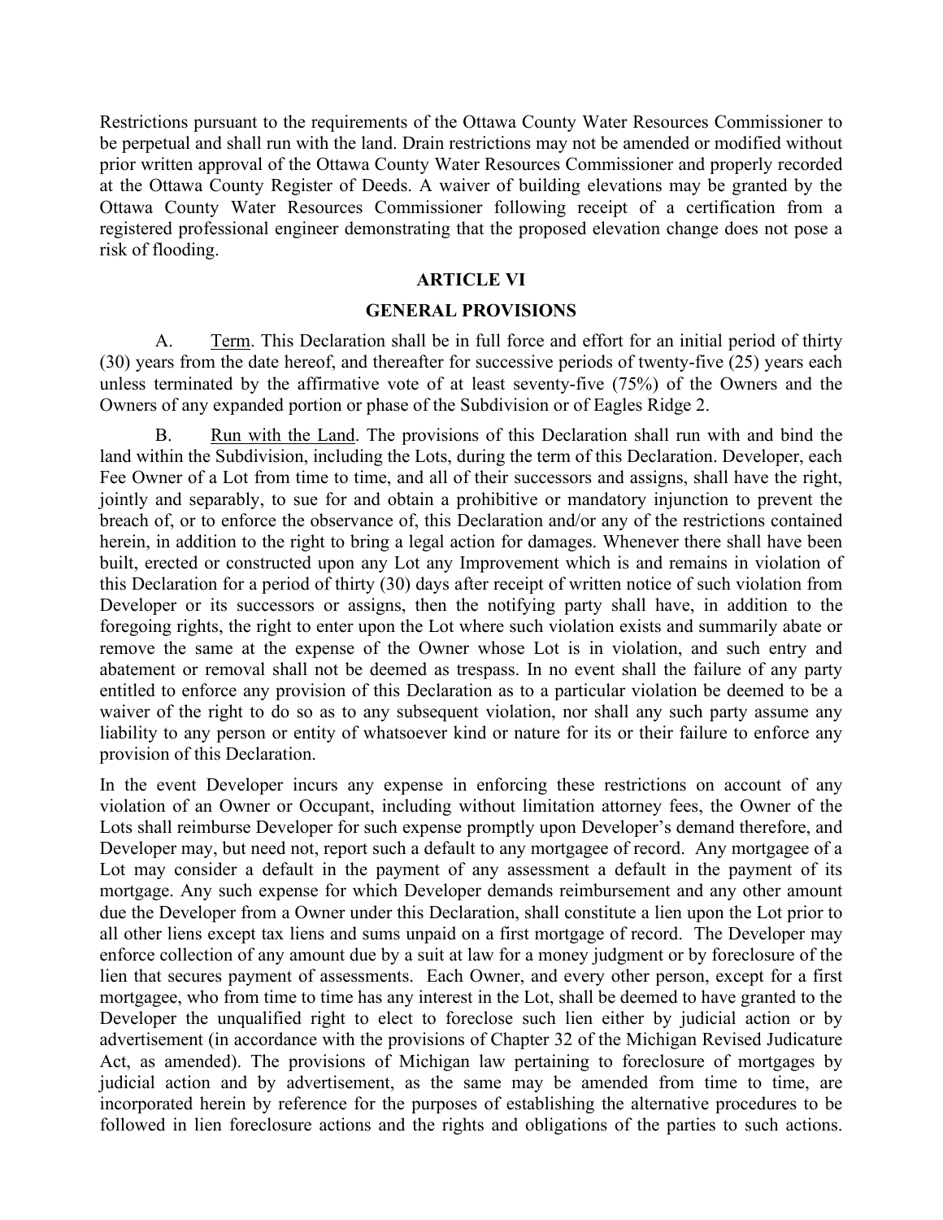Restrictions pursuant to the requirements of the Ottawa County Water Resources Commissioner to be perpetual and shall run with the land. Drain restrictions may not be amended or modified without prior written approval of the Ottawa County Water Resources Commissioner and properly recorded at the Ottawa County Register of Deeds. A waiver of building elevations may be granted by the Ottawa County Water Resources Commissioner following receipt of a certification from a registered professional engineer demonstrating that the proposed elevation change does not pose a risk of flooding.

## ARTICLE VI

## GENERAL PROVISIONS

A. Term. This Declaration shall be in full force and effort for an initial period of thirty (30) years from the date hereof, and thereafter for successive periods of twenty-five (25) years each unless terminated by the affirmative vote of at least seventy-five (75%) of the Owners and the Owners of any expanded portion or phase of the Subdivision or of Eagles Ridge 2.

B. Run with the Land. The provisions of this Declaration shall run with and bind the land within the Subdivision, including the Lots, during the term of this Declaration. Developer, each Fee Owner of a Lot from time to time, and all of their successors and assigns, shall have the right, jointly and separably, to sue for and obtain a prohibitive or mandatory injunction to prevent the breach of, or to enforce the observance of, this Declaration and/or any of the restrictions contained herein, in addition to the right to bring a legal action for damages. Whenever there shall have been built, erected or constructed upon any Lot any Improvement which is and remains in violation of this Declaration for a period of thirty (30) days after receipt of written notice of such violation from Developer or its successors or assigns, then the notifying party shall have, in addition to the foregoing rights, the right to enter upon the Lot where such violation exists and summarily abate or remove the same at the expense of the Owner whose Lot is in violation, and such entry and abatement or removal shall not be deemed as trespass. In no event shall the failure of any party entitled to enforce any provision of this Declaration as to a particular violation be deemed to be a waiver of the right to do so as to any subsequent violation, nor shall any such party assume any liability to any person or entity of whatsoever kind or nature for its or their failure to enforce any provision of this Declaration.

In the event Developer incurs any expense in enforcing these restrictions on account of any violation of an Owner or Occupant, including without limitation attorney fees, the Owner of the Lots shall reimburse Developer for such expense promptly upon Developer's demand therefore, and Developer may, but need not, report such a default to any mortgagee of record. Any mortgagee of a Lot may consider a default in the payment of any assessment a default in the payment of its mortgage. Any such expense for which Developer demands reimbursement and any other amount due the Developer from a Owner under this Declaration, shall constitute a lien upon the Lot prior to all other liens except tax liens and sums unpaid on a first mortgage of record. The Developer may enforce collection of any amount due by a suit at law for a money judgment or by foreclosure of the lien that secures payment of assessments. Each Owner, and every other person, except for a first mortgagee, who from time to time has any interest in the Lot, shall be deemed to have granted to the Developer the unqualified right to elect to foreclose such lien either by judicial action or by advertisement (in accordance with the provisions of Chapter 32 of the Michigan Revised Judicature Act, as amended). The provisions of Michigan law pertaining to foreclosure of mortgages by judicial action and by advertisement, as the same may be amended from time to time, are incorporated herein by reference for the purposes of establishing the alternative procedures to be followed in lien foreclosure actions and the rights and obligations of the parties to such actions.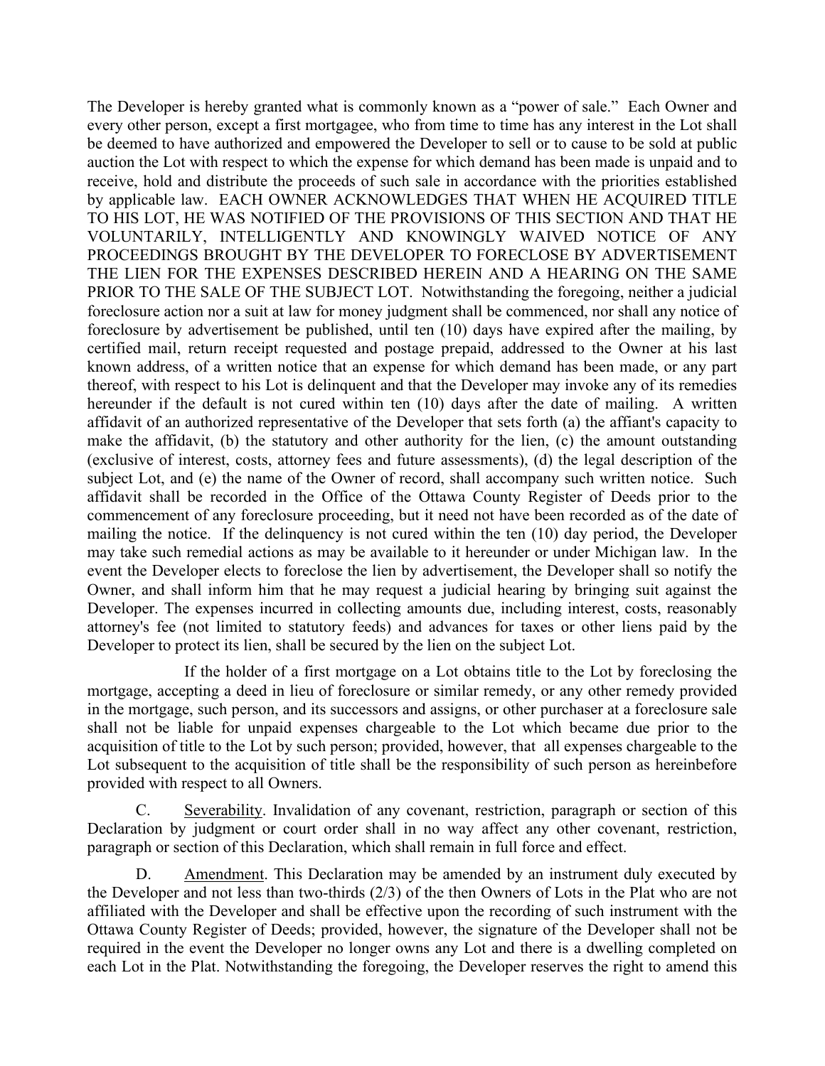The Developer is hereby granted what is commonly known as a "power of sale." Each Owner and every other person, except a first mortgagee, who from time to time has any interest in the Lot shall be deemed to have authorized and empowered the Developer to sell or to cause to be sold at public auction the Lot with respect to which the expense for which demand has been made is unpaid and to receive, hold and distribute the proceeds of such sale in accordance with the priorities established by applicable law. EACH OWNER ACKNOWLEDGES THAT WHEN HE ACQUIRED TITLE TO HIS LOT, HE WAS NOTIFIED OF THE PROVISIONS OF THIS SECTION AND THAT HE VOLUNTARILY, INTELLIGENTLY AND KNOWINGLY WAIVED NOTICE OF ANY PROCEEDINGS BROUGHT BY THE DEVELOPER TO FORECLOSE BY ADVERTISEMENT THE LIEN FOR THE EXPENSES DESCRIBED HEREIN AND A HEARING ON THE SAME PRIOR TO THE SALE OF THE SUBJECT LOT. Notwithstanding the foregoing, neither a judicial foreclosure action nor a suit at law for money judgment shall be commenced, nor shall any notice of foreclosure by advertisement be published, until ten (10) days have expired after the mailing, by certified mail, return receipt requested and postage prepaid, addressed to the Owner at his last known address, of a written notice that an expense for which demand has been made, or any part thereof, with respect to his Lot is delinquent and that the Developer may invoke any of its remedies hereunder if the default is not cured within ten (10) days after the date of mailing. A written affidavit of an authorized representative of the Developer that sets forth (a) the affiant's capacity to make the affidavit, (b) the statutory and other authority for the lien, (c) the amount outstanding (exclusive of interest, costs, attorney fees and future assessments), (d) the legal description of the subject Lot, and (e) the name of the Owner of record, shall accompany such written notice. Such affidavit shall be recorded in the Office of the Ottawa County Register of Deeds prior to the commencement of any foreclosure proceeding, but it need not have been recorded as of the date of mailing the notice. If the delinquency is not cured within the ten (10) day period, the Developer may take such remedial actions as may be available to it hereunder or under Michigan law. In the event the Developer elects to foreclose the lien by advertisement, the Developer shall so notify the Owner, and shall inform him that he may request a judicial hearing by bringing suit against the Developer. The expenses incurred in collecting amounts due, including interest, costs, reasonably attorney's fee (not limited to statutory feeds) and advances for taxes or other liens paid by the Developer to protect its lien, shall be secured by the lien on the subject Lot.

If the holder of a first mortgage on a Lot obtains title to the Lot by foreclosing the mortgage, accepting a deed in lieu of foreclosure or similar remedy, or any other remedy provided in the mortgage, such person, and its successors and assigns, or other purchaser at a foreclosure sale shall not be liable for unpaid expenses chargeable to the Lot which became due prior to the acquisition of title to the Lot by such person; provided, however, that all expenses chargeable to the Lot subsequent to the acquisition of title shall be the responsibility of such person as hereinbefore provided with respect to all Owners.

C. Severability. Invalidation of any covenant, restriction, paragraph or section of this Declaration by judgment or court order shall in no way affect any other covenant, restriction, paragraph or section of this Declaration, which shall remain in full force and effect.

D. Amendment. This Declaration may be amended by an instrument duly executed by the Developer and not less than two-thirds (2/3) of the then Owners of Lots in the Plat who are not affiliated with the Developer and shall be effective upon the recording of such instrument with the Ottawa County Register of Deeds; provided, however, the signature of the Developer shall not be required in the event the Developer no longer owns any Lot and there is a dwelling completed on each Lot in the Plat. Notwithstanding the foregoing, the Developer reserves the right to amend this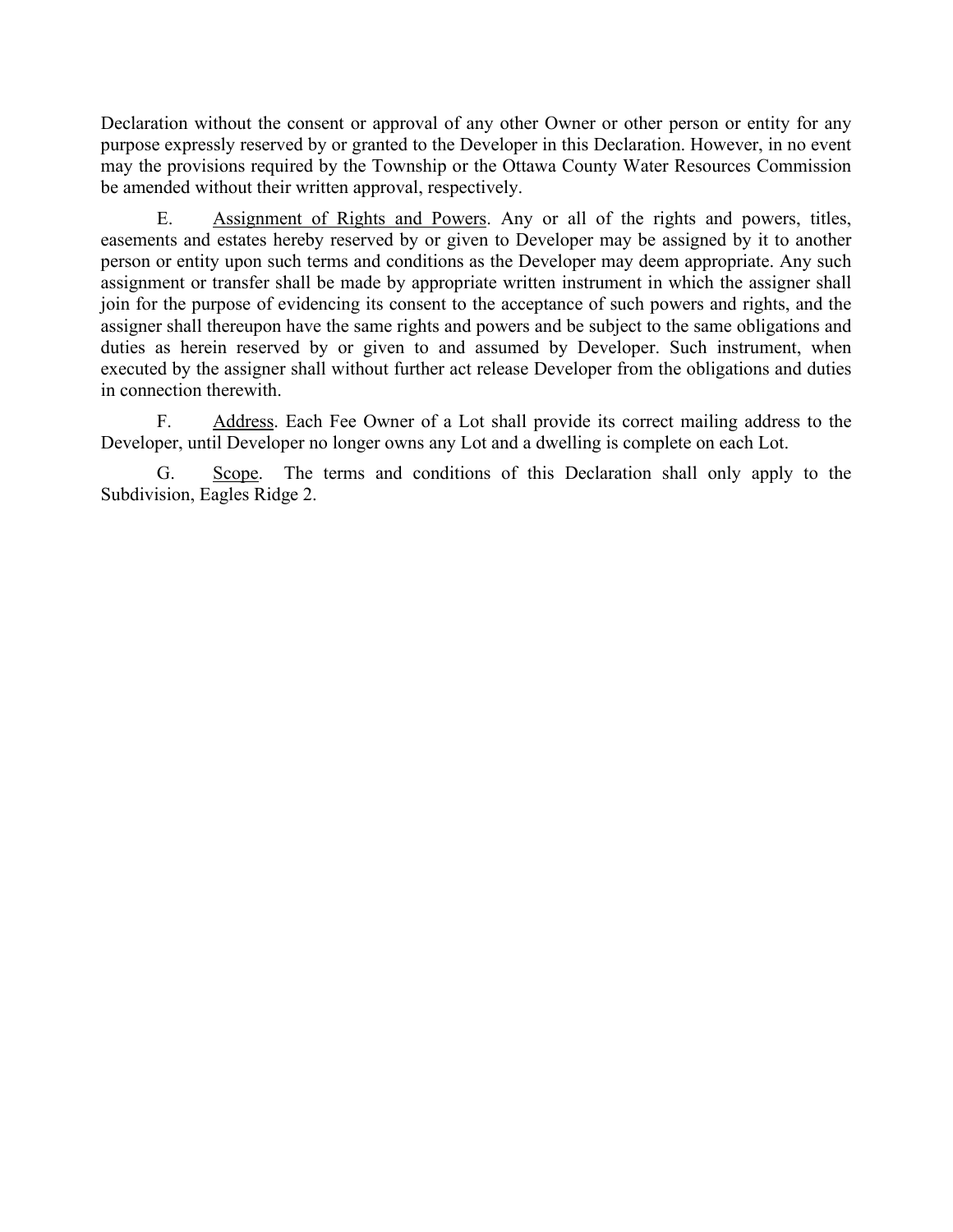Declaration without the consent or approval of any other Owner or other person or entity for any purpose expressly reserved by or granted to the Developer in this Declaration. However, in no event may the provisions required by the Township or the Ottawa County Water Resources Commission be amended without their written approval, respectively.

E. Assignment of Rights and Powers. Any or all of the rights and powers, titles, easements and estates hereby reserved by or given to Developer may be assigned by it to another person or entity upon such terms and conditions as the Developer may deem appropriate. Any such assignment or transfer shall be made by appropriate written instrument in which the assigner shall join for the purpose of evidencing its consent to the acceptance of such powers and rights, and the assigner shall thereupon have the same rights and powers and be subject to the same obligations and duties as herein reserved by or given to and assumed by Developer. Such instrument, when executed by the assigner shall without further act release Developer from the obligations and duties in connection therewith.

F. Address. Each Fee Owner of a Lot shall provide its correct mailing address to the Developer, until Developer no longer owns any Lot and a dwelling is complete on each Lot.

G. Scope. The terms and conditions of this Declaration shall only apply to the Subdivision, Eagles Ridge 2.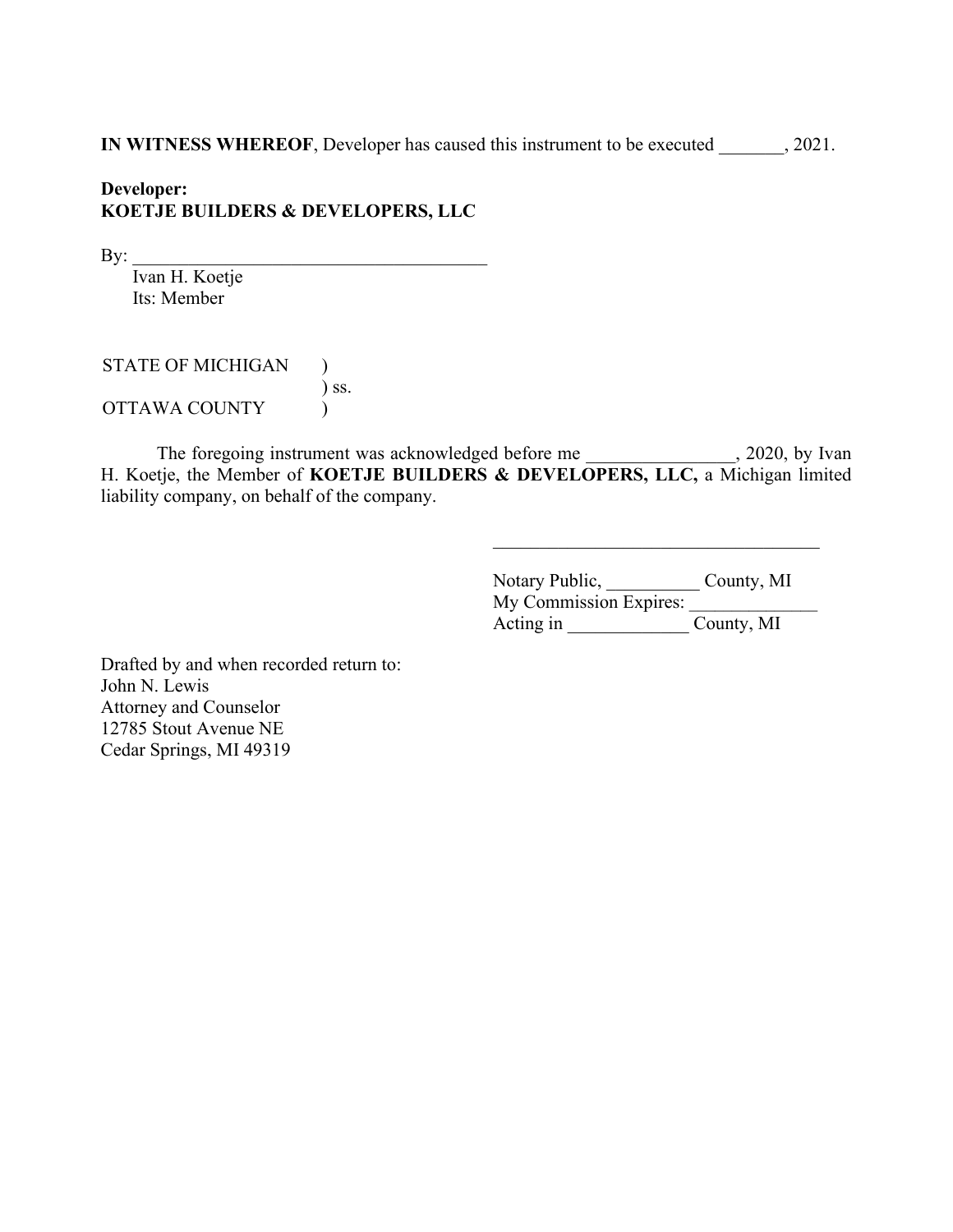**IN WITNESS WHEREOF**, Developer has caused this instrument to be executed _______, 2021.

**Developer:**
**KOETJE BUILDERS & DEVELOPERS, LLC**

By: _______________________________________
Ivan H. Koetje
Its: Member

STATE OF MICHIGAN )
) ss.
OTTAWA COUNTY )

The foregoing instrument was acknowledged before me ________________, 2020, by Ivan H. Koetje, the Member of **KOETJE BUILDERS & DEVELOPERS, LLC,** a Michigan limited liability company, on behalf of the company.

____________________________________

Notary Public, __________ County, MI
My Commission Expires: ______________
Acting in _____________ County, MI

Drafted by and when recorded return to:
John N. Lewis
Attorney and Counselor
12785 Stout Avenue NE
Cedar Springs, MI 49319